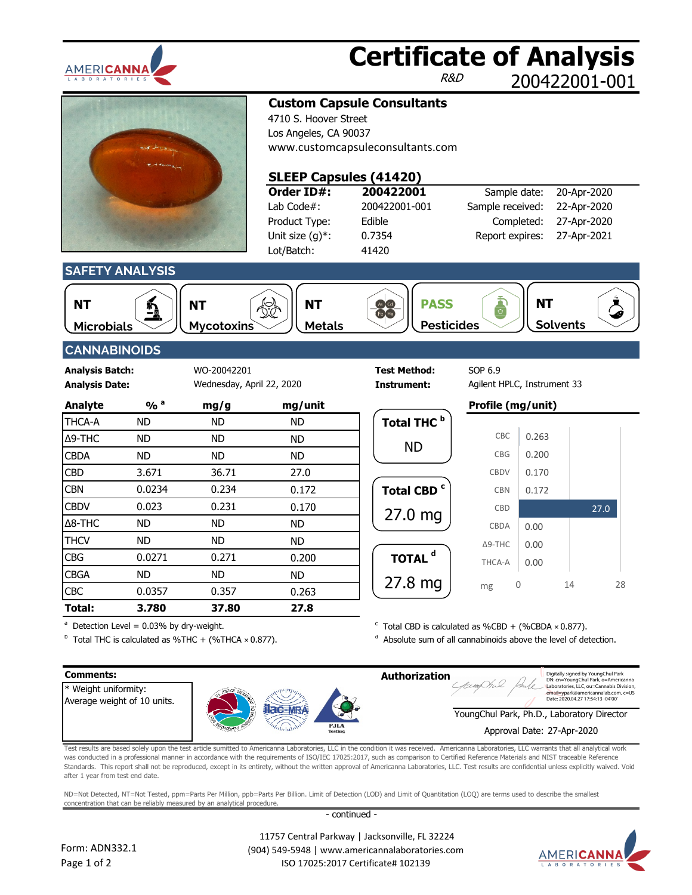# Certificate of Analysis

R&D 200422001-001

## Custom Capsule Consultants

4710 S. Hoover Street
Los Angeles, CA 90037
www.customcapsuleconsultants.com

### SLEEP Capsules (41420)

| | | | |
|---|---|---|---|
| **Order ID#:** | **200422001** | Sample date: | 20-Apr-2020 |
| Lab Code#: | 200422001-001 | Sample received: | 22-Apr-2020 |
| Product Type: | Edible | Completed: | 27-Apr-2020 |
| Unit size (g)*: | 0.7354 | Report expires: | 27-Apr-2021 |
| Lot/Batch: | 41420 | | |

## SAFETY ANALYSIS

| Microbials | Mycotoxins | Metals | Pesticides | Solvents |
|---|---|---|---|---|
| NT | NT | NT | PASS | NT |

## CANNABINOIDS

**Analysis Batch:** WO-20042201
**Analysis Date:** Wednesday, April 22, 2020
**Test Method:** SOP 6.9
**Instrument:** Agilent HPLC, Instrument 33

| Analyte | % [a] | mg/g | mg/unit |
|---|---|---|---|
| THCA-A | ND | ND | ND |
| Δ9-THC | ND | ND | ND |
| CBDA | ND | ND | ND |
| CBD | 3.671 | 36.71 | 27.0 |
| CBN | 0.0234 | 0.234 | 0.172 |
| CBDV | 0.023 | 0.231 | 0.170 |
| Δ8-THC | ND | ND | ND |
| THCV | ND | ND | ND |
| CBG | 0.0271 | 0.271 | 0.200 |
| CBGA | ND | ND | ND |
| CBC | 0.0357 | 0.357 | 0.263 |
| **Total:** | **3.780** | **37.80** | **27.8** |

**Total THC [b]**: ND

**Total CBD [c]**: 27.0 mg

**TOTAL [d]**: 27.8 mg

**Profile (mg/unit)**

| Analyte | mg |
|---|---|
| CBC | 0.263 |
| CBG | 0.200 |
| CBDV | 0.170 |
| CBN | 0.172 |
| CBD | 27.0 |
| CBDA | 0.00 |
| Δ9-THC | 0.00 |
| THCA-A | 0.00 |

[a] Detection Level = 0.03% by dry-weight.
[b] Total THC is calculated as %THC + (%THCA × 0.877).
[c] Total CBD is calculated as %CBD + (%CBDA × 0.877).
[d] Absolute sum of all cannabinoids above the level of detection.

**Comments:**
* Weight uniformity:
Average weight of 10 units.

**Authorization**

Digitally signed by YoungChul Park
DN: cn=YoungChul Park, o=Americanna Laboratories, LLC, ou=Cannabis Division, email=ypark@americannalab.com, c=US
Date: 2020.04.27 17:54:13 -04'00'

YoungChul Park, Ph.D., Laboratory Director
Approval Date: 27-Apr-2020

Test results are based solely upon the test article sumitted to Americanna Laboratories, LLC in the condition it was received. Americanna Laboratories, LLC warrants that all analytical work was conducted in a professional manner in accordance with the requirements of ISO/IEC 17025:2017, such as comparison to Certified Reference Materials and NIST traceable Reference Standards. This report shall not be reproduced, except in its entirety, without the written approval of Americanna Laboratories, LLC. Test results are confidential unless explicitly waived. Void after 1 year from test end date.

ND=Not Detected, NT=Not Tested, ppm=Parts Per Million, ppb=Parts Per Billion. Limit of Detection (LOD) and Limit of Quantitation (LOQ) are terms used to describe the smallest concentration that can be reliably measured by an analytical procedure.

- continued -

Form: ADN332.1

11757 Central Parkway | Jacksonville, FL 32224
(904) 549-5948 | www.americannalaboratories.com
ISO 17025:2017 Certificate# 102139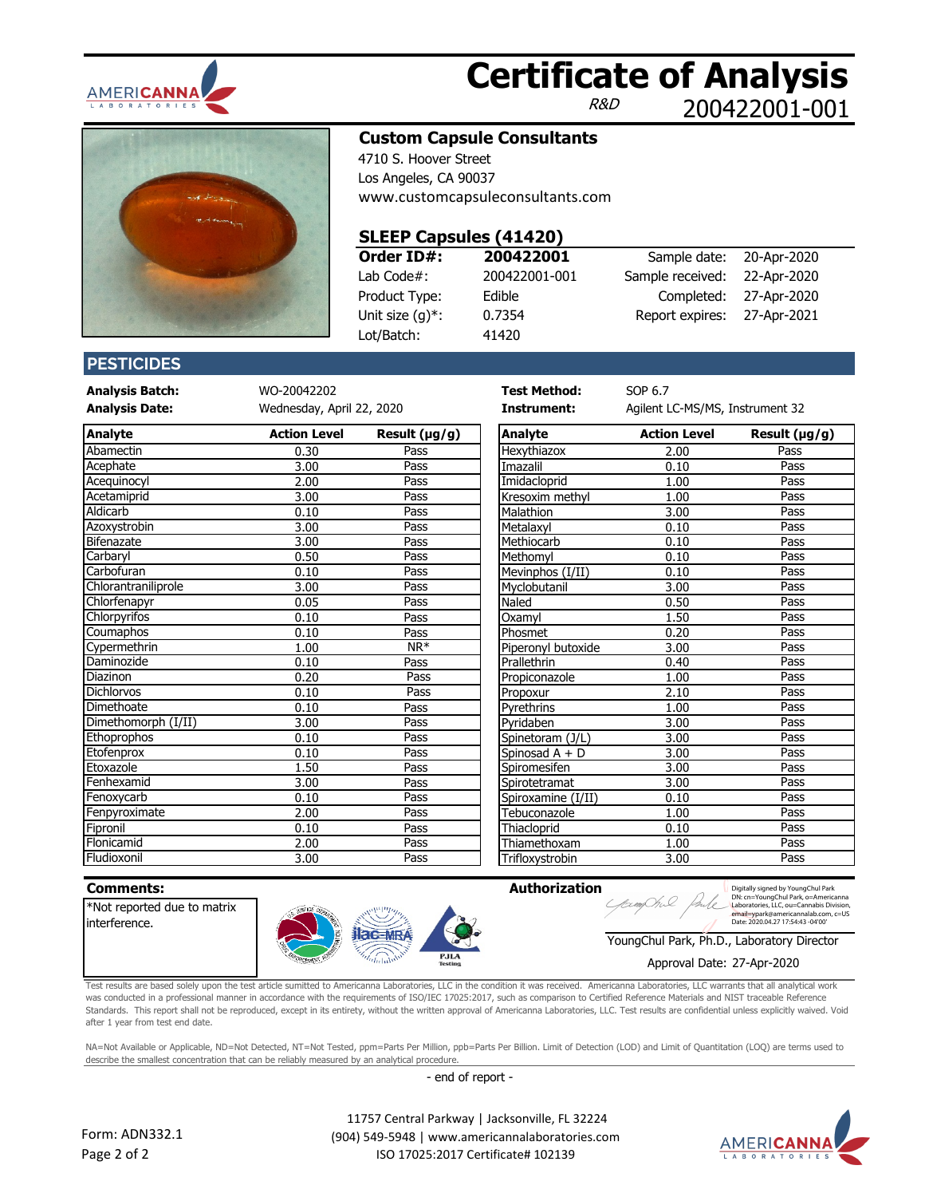# Certificate of Analysis

*R&D* 200422001-001

## Custom Capsule Consultants

4710 S. Hoover Street
Los Angeles, CA 90037
www.customcapsuleconsultants.com

## SLEEP Capsules (41420)

| | | | |
|---|---|---|---|
| **Order ID#:** | **200422001** | Sample date: | 20-Apr-2020 |
| Lab Code#: | 200422001-001 | Sample received: | 22-Apr-2020 |
| Product Type: | Edible | Completed: | 27-Apr-2020 |
| Unit size (g)*: | 0.7354 | Report expires: | 27-Apr-2021 |
| Lot/Batch: | 41420 | | |

## PESTICIDES

| | | | |
|---|---|---|---|
| **Analysis Batch:** | WO-20042202 | **Test Method:** | SOP 6.7 |
| **Analysis Date:** | Wednesday, April 22, 2020 | **Instrument:** | Agilent LC-MS/MS, Instrument 32 |

| Analyte | Action Level | Result (µg/g) | Analyte | Action Level | Result (µg/g) |
|---|---|---|---|---|---|
| Abamectin | 0.30 | Pass | Hexythiazox | 2.00 | Pass |
| Acephate | 3.00 | Pass | Imazalil | 0.10 | Pass |
| Acequinocyl | 2.00 | Pass | Imidacloprid | 1.00 | Pass |
| Acetamiprid | 3.00 | Pass | Kresoxim methyl | 1.00 | Pass |
| Aldicarb | 0.10 | Pass | Malathion | 3.00 | Pass |
| Azoxystrobin | 3.00 | Pass | Metalaxyl | 0.10 | Pass |
| Bifenazate | 3.00 | Pass | Methiocarb | 0.10 | Pass |
| Carbaryl | 0.50 | Pass | Methomyl | 0.10 | Pass |
| Carbofuran | 0.10 | Pass | Mevinphos (I/II) | 0.10 | Pass |
| Chlorantraniliprole | 3.00 | Pass | Myclobutanil | 3.00 | Pass |
| Chlorfenapyr | 0.05 | Pass | Naled | 0.50 | Pass |
| Chlorpyrifos | 0.10 | Pass | Oxamyl | 1.50 | Pass |
| Coumaphos | 0.10 | Pass | Phosmet | 0.20 | Pass |
| Cypermethrin | 1.00 | NR* | Piperonyl butoxide | 3.00 | Pass |
| Daminozide | 0.10 | Pass | Prallethrin | 0.40 | Pass |
| Diazinon | 0.20 | Pass | Propiconazole | 1.00 | Pass |
| Dichlorvos | 0.10 | Pass | Propoxur | 2.10 | Pass |
| Dimethoate | 0.10 | Pass | Pyrethrins | 1.00 | Pass |
| Dimethomorph (I/II) | 3.00 | Pass | Pyridaben | 3.00 | Pass |
| Ethoprophos | 0.10 | Pass | Spinetoram (J/L) | 3.00 | Pass |
| Etofenprox | 0.10 | Pass | Spinosad A + D | 3.00 | Pass |
| Etoxazole | 1.50 | Pass | Spiromesifen | 3.00 | Pass |
| Fenhexamid | 3.00 | Pass | Spirotetramat | 3.00 | Pass |
| Fenoxycarb | 0.10 | Pass | Spiroxamine (I/II) | 0.10 | Pass |
| Fenpyroximate | 2.00 | Pass | Tebuconazole | 1.00 | Pass |
| Fipronil | 0.10 | Pass | Thiacloprid | 0.10 | Pass |
| Flonicamid | 2.00 | Pass | Thiamethoxam | 1.00 | Pass |
| Fludioxonil | 3.00 | Pass | Trifloxystrobin | 3.00 | Pass |

**Comments:**

*Not reported due to matrix interference.

**Authorization**

Digitally signed by YoungChul Park
DN: cn=YoungChul Park, o=Americanna Laboratories, LLC, ou=Cannabis Division, email=ypark@americannalab.com, c=US
Date: 2020.04.27 17:54:43 -04'00'

YoungChul Park, Ph.D., Laboratory Director

Approval Date: 27-Apr-2020

Test results are based solely upon the test article sumitted to Americanna Laboratories, LLC in the condition it was received. Americanna Laboratories, LLC warrants that all analytical work was conducted in a professional manner in accordance with the requirements of ISO/IEC 17025:2017, such as comparison to Certified Reference Materials and NIST traceable Reference Standards. This report shall not be reproduced, except in its entirety, without the written approval of Americanna Laboratories, LLC. Test results are confidential unless explicitly waived. Void after 1 year from test end date.

NA=Not Available or Applicable, ND=Not Detected, NT=Not Tested, ppm=Parts Per Million, ppb=Parts Per Billion. Limit of Detection (LOD) and Limit of Quantitation (LOQ) are terms used to describe the smallest concentration that can be reliably measured by an analytical procedure.

- end of report -

Form: ADN332.1

11757 Central Parkway | Jacksonville, FL 32224
(904) 549-5948 | www.americannalaboratories.com
ISO 17025:2017 Certificate# 102139